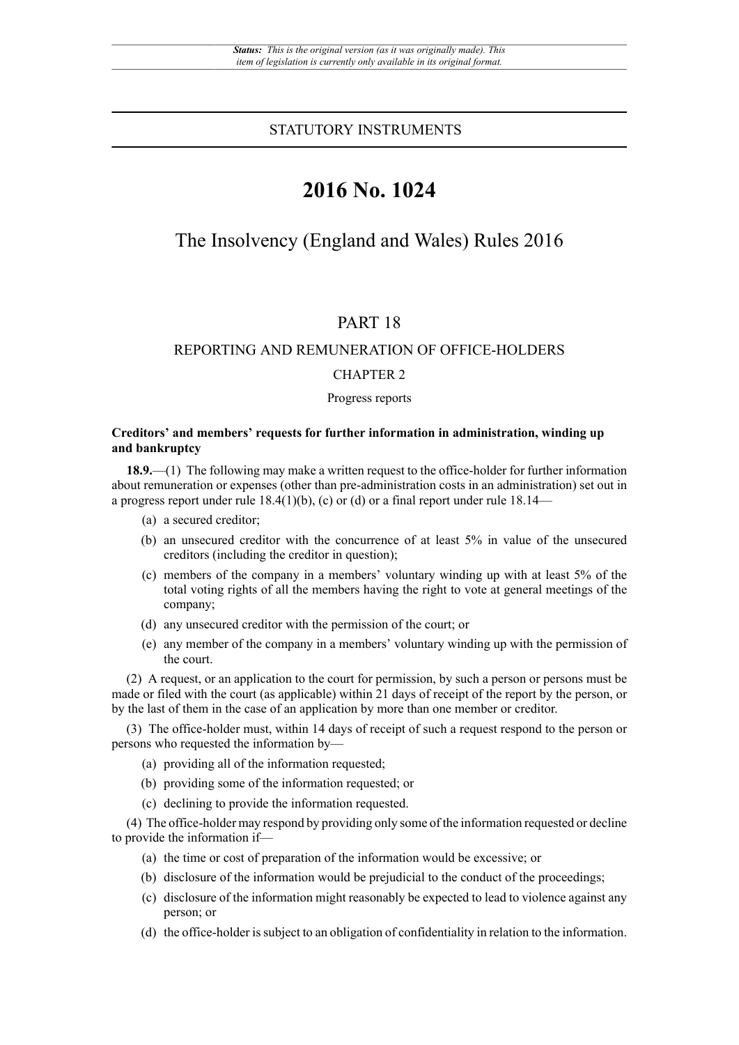STATUTORY INSTRUMENTS

# 2016 No. 1024

## The Insolvency (England and Wales) Rules 2016

PART 18

REPORTING AND REMUNERATION OF OFFICE-HOLDERS

CHAPTER 2

Progress reports

**Creditors' and members' requests for further information in administration, winding up and bankruptcy**

**18.9.**—(1) The following may make a written request to the office-holder for further information about remuneration or expenses (other than pre-administration costs in an administration) set out in a progress report under rule 18.4(1)(b), (c) or (d) or a final report under rule 18.14—

(a) a secured creditor;

(b) an unsecured creditor with the concurrence of at least 5% in value of the unsecured creditors (including the creditor in question);

(c) members of the company in a members' voluntary winding up with at least 5% of the total voting rights of all the members having the right to vote at general meetings of the company;

(d) any unsecured creditor with the permission of the court; or

(e) any member of the company in a members' voluntary winding up with the permission of the court.

(2) A request, or an application to the court for permission, by such a person or persons must be made or filed with the court (as applicable) within 21 days of receipt of the report by the person, or by the last of them in the case of an application by more than one member or creditor.

(3) The office-holder must, within 14 days of receipt of such a request respond to the person or persons who requested the information by—

(a) providing all of the information requested;

(b) providing some of the information requested; or

(c) declining to provide the information requested.

(4) The office-holder may respond by providing only some of the information requested or decline to provide the information if—

(a) the time or cost of preparation of the information would be excessive; or

(b) disclosure of the information would be prejudicial to the conduct of the proceedings;

(c) disclosure of the information might reasonably be expected to lead to violence against any person; or

(d) the office-holder is subject to an obligation of confidentiality in relation to the information.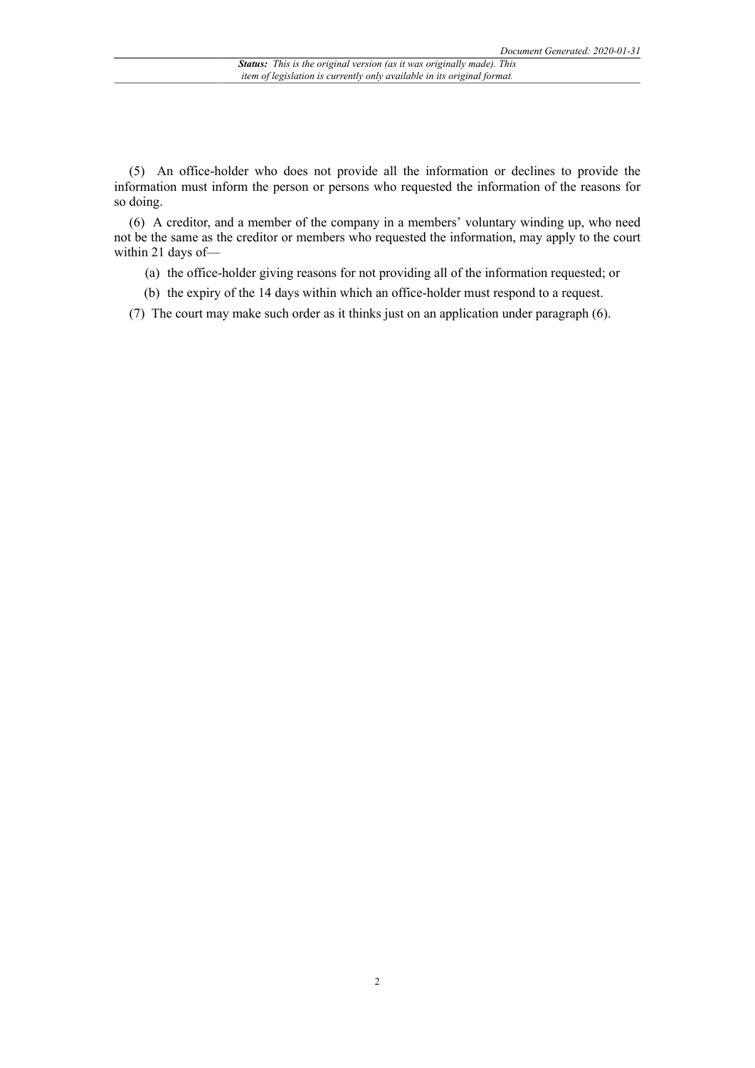(5) An office-holder who does not provide all the information or declines to provide the information must inform the person or persons who requested the information of the reasons for so doing.

(6) A creditor, and a member of the company in a members' voluntary winding up, who need not be the same as the creditor or members who requested the information, may apply to the court within 21 days of—

(a) the office-holder giving reasons for not providing all of the information requested; or

(b) the expiry of the 14 days within which an office-holder must respond to a request.

(7) The court may make such order as it thinks just on an application under paragraph (6).